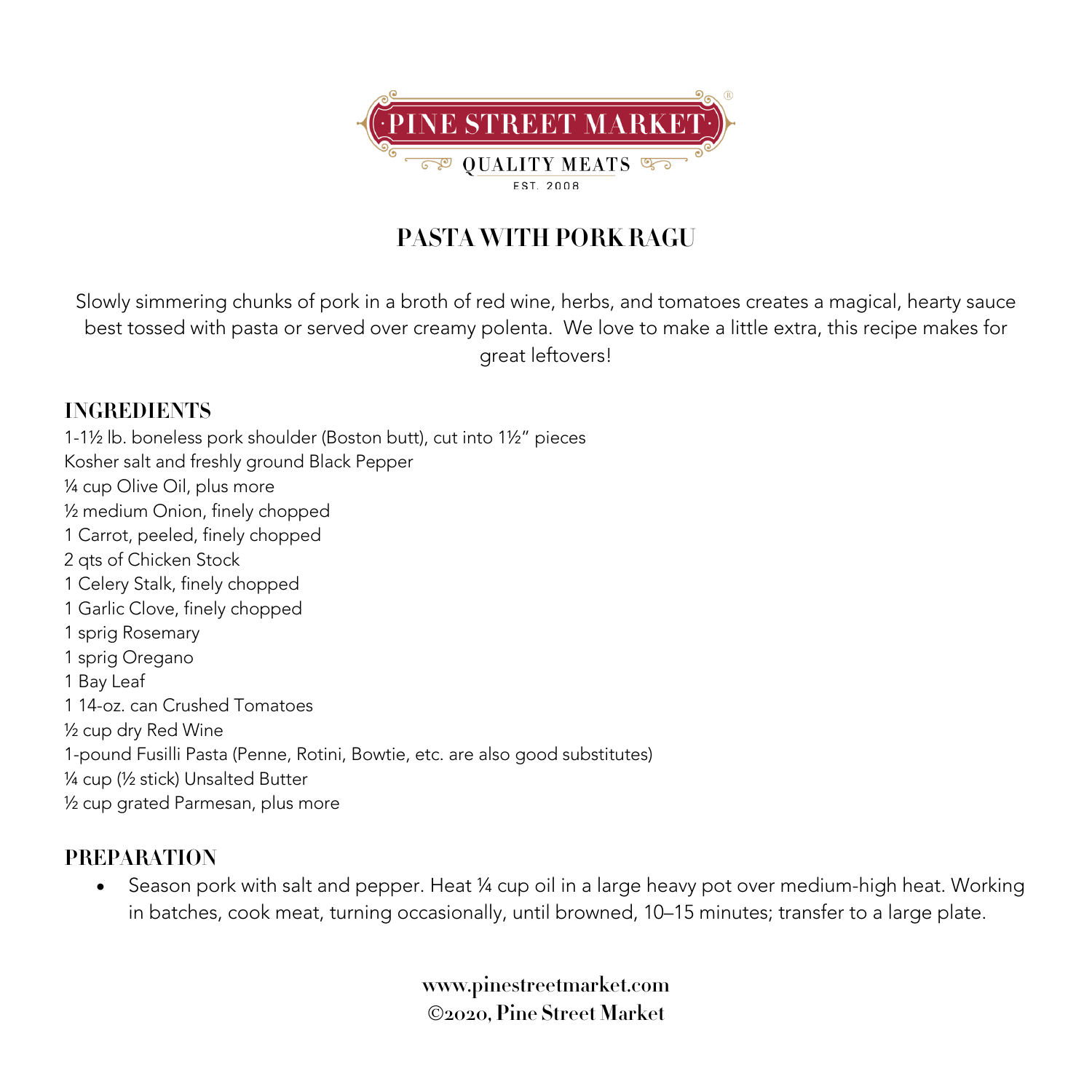PINE STREET MARKET®

QUALITY MEATS

EST. 2008

# PASTA WITH PORK RAGU

Slowly simmering chunks of pork in a broth of red wine, herbs, and tomatoes creates a magical, hearty sauce best tossed with pasta or served over creamy polenta. We love to make a little extra, this recipe makes for great leftovers!

## INGREDIENTS

1-1½ lb. boneless pork shoulder (Boston butt), cut into 1½" pieces
Kosher salt and freshly ground Black Pepper
¼ cup Olive Oil, plus more
½ medium Onion, finely chopped
1 Carrot, peeled, finely chopped
2 qts of Chicken Stock
1 Celery Stalk, finely chopped
1 Garlic Clove, finely chopped
1 sprig Rosemary
1 sprig Oregano
1 Bay Leaf
1 14-oz. can Crushed Tomatoes
½ cup dry Red Wine
1-pound Fusilli Pasta (Penne, Rotini, Bowtie, etc. are also good substitutes)
¼ cup (½ stick) Unsalted Butter
½ cup grated Parmesan, plus more

## PREPARATION

- Season pork with salt and pepper. Heat ¼ cup oil in a large heavy pot over medium-high heat. Working in batches, cook meat, turning occasionally, until browned, 10–15 minutes; transfer to a large plate.

www.pinestreetmarket.com
©2020, Pine Street Market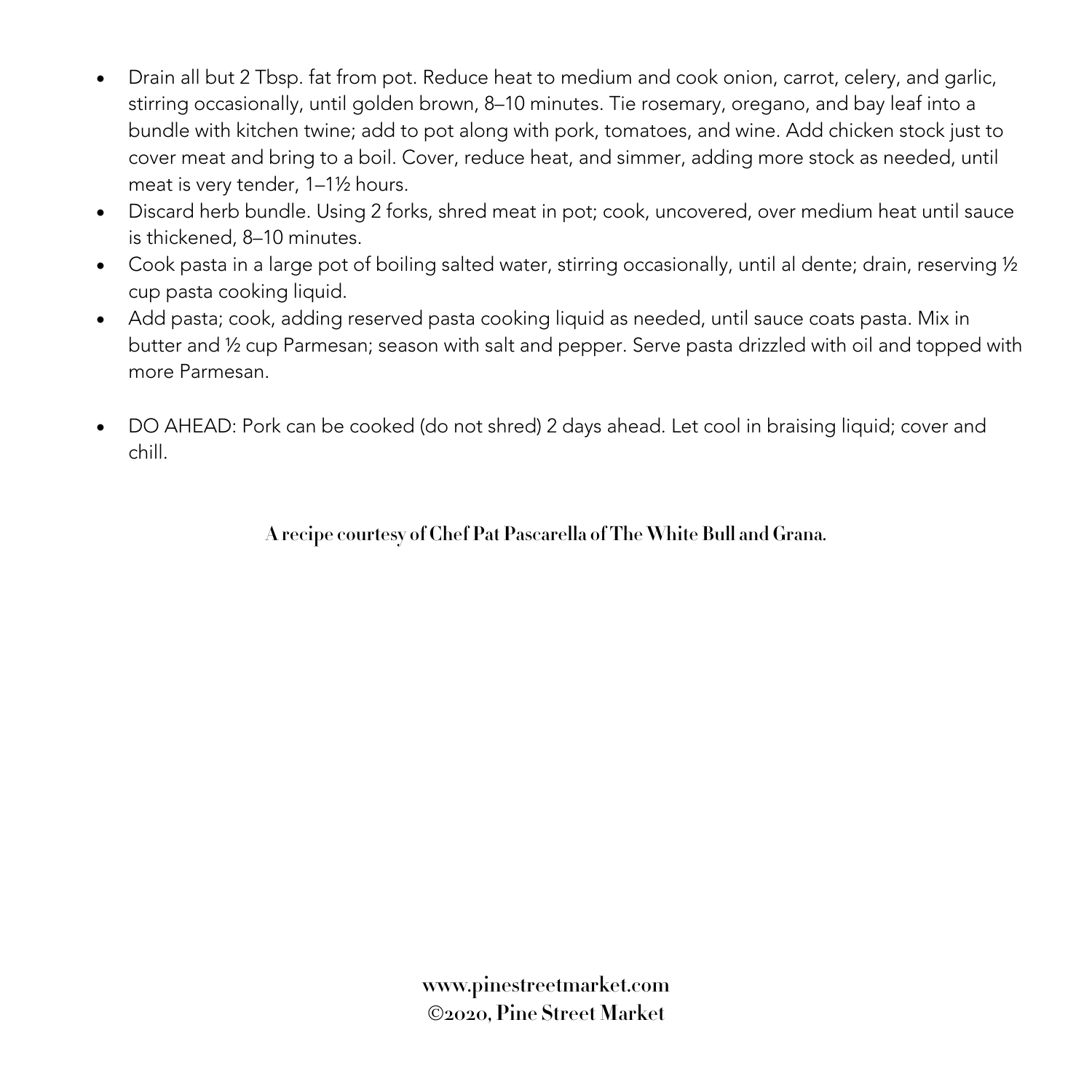- Drain all but 2 Tbsp. fat from pot. Reduce heat to medium and cook onion, carrot, celery, and garlic, stirring occasionally, until golden brown, 8–10 minutes. Tie rosemary, oregano, and bay leaf into a bundle with kitchen twine; add to pot along with pork, tomatoes, and wine. Add chicken stock just to cover meat and bring to a boil. Cover, reduce heat, and simmer, adding more stock as needed, until meat is very tender, 1–1½ hours.
- Discard herb bundle. Using 2 forks, shred meat in pot; cook, uncovered, over medium heat until sauce is thickened, 8–10 minutes.
- Cook pasta in a large pot of boiling salted water, stirring occasionally, until al dente; drain, reserving ½ cup pasta cooking liquid.
- Add pasta; cook, adding reserved pasta cooking liquid as needed, until sauce coats pasta. Mix in butter and ½ cup Parmesan; season with salt and pepper. Serve pasta drizzled with oil and topped with more Parmesan.

- DO AHEAD: Pork can be cooked (do not shred) 2 days ahead. Let cool in braising liquid; cover and chill.

**A recipe courtesy of Chef Pat Pascarella of The White Bull and Grana.**

**www.pinestreetmarket.com**
**©2020, Pine Street Market**